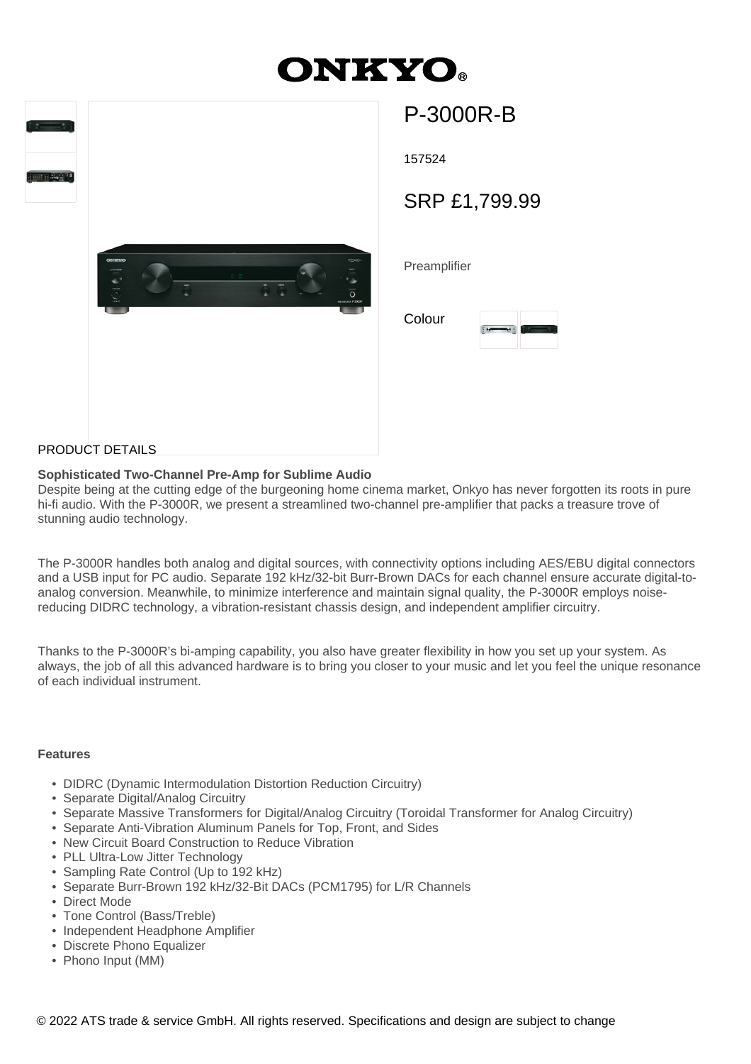# ONKYO

## P-3000R-B

157524

SRP £1,799.99

Preamplifier

Colour

PRODUCT DETAILS

**Sophisticated Two-Channel Pre-Amp for Sublime Audio**

Despite being at the cutting edge of the burgeoning home cinema market, Onkyo has never forgotten its roots in pure hi-fi audio. With the P-3000R, we present a streamlined two-channel pre-amplifier that packs a treasure trove of stunning audio technology.

The P-3000R handles both analog and digital sources, with connectivity options including AES/EBU digital connectors and a USB input for PC audio. Separate 192 kHz/32-bit Burr-Brown DACs for each channel ensure accurate digital-to-analog conversion. Meanwhile, to minimize interference and maintain signal quality, the P-3000R employs noise-reducing DIDRC technology, a vibration-resistant chassis design, and independent amplifier circuitry.

Thanks to the P-3000R's bi-amping capability, you also have greater flexibility in how you set up your system. As always, the job of all this advanced hardware is to bring you closer to your music and let you feel the unique resonance of each individual instrument.

**Features**

- DIDRC (Dynamic Intermodulation Distortion Reduction Circuitry)
- Separate Digital/Analog Circuitry
- Separate Massive Transformers for Digital/Analog Circuitry (Toroidal Transformer for Analog Circuitry)
- Separate Anti-Vibration Aluminum Panels for Top, Front, and Sides
- New Circuit Board Construction to Reduce Vibration
- PLL Ultra-Low Jitter Technology
- Sampling Rate Control (Up to 192 kHz)
- Separate Burr-Brown 192 kHz/32-Bit DACs (PCM1795) for L/R Channels
- Direct Mode
- Tone Control (Bass/Treble)
- Independent Headphone Amplifier
- Discrete Phono Equalizer
- Phono Input (MM)

© 2022 ATS trade & service GmbH. All rights reserved. Specifications and design are subject to change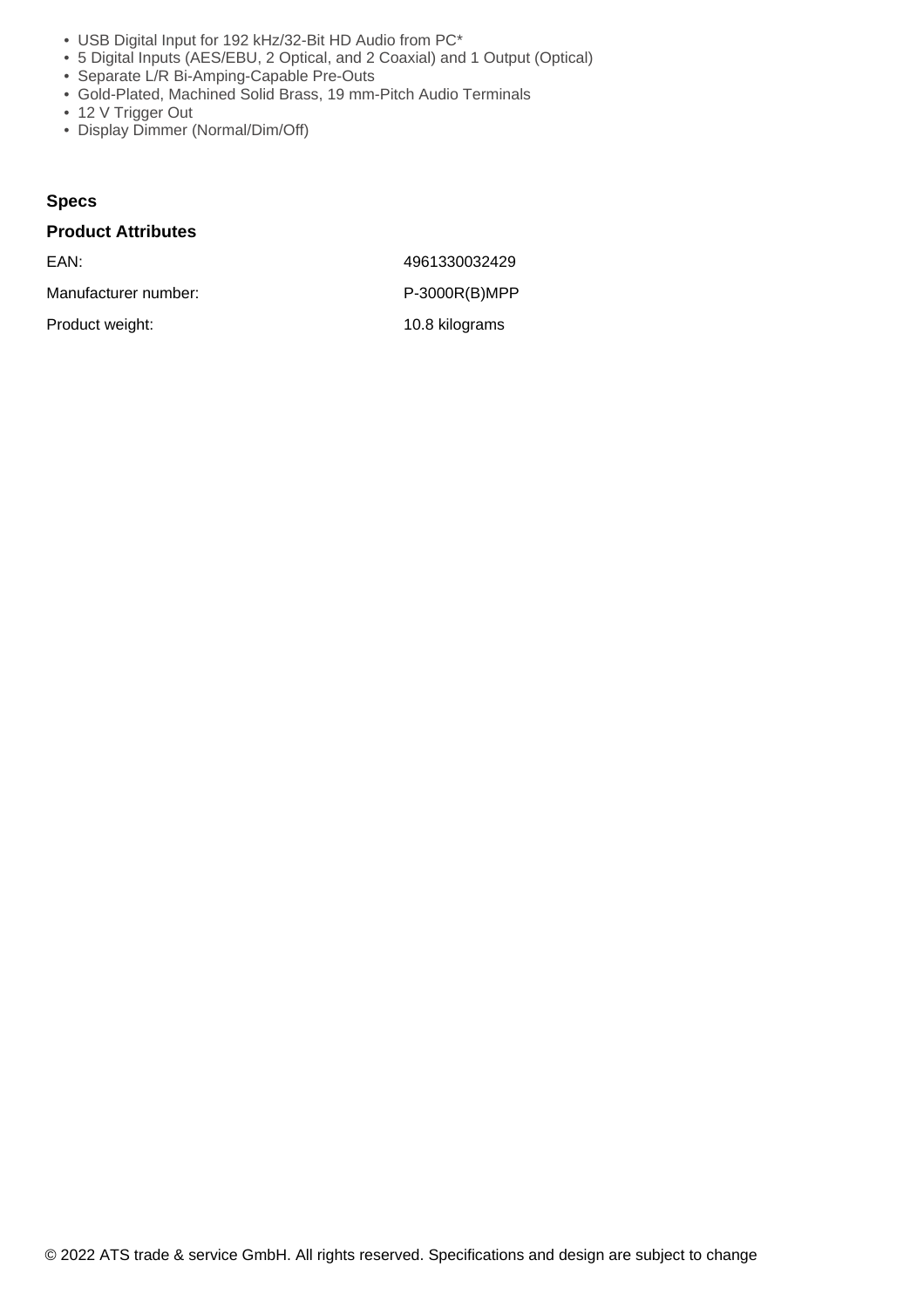- USB Digital Input for 192 kHz/32-Bit HD Audio from PC*
- 5 Digital Inputs (AES/EBU, 2 Optical, and 2 Coaxial) and 1 Output (Optical)
- Separate L/R Bi-Amping-Capable Pre-Outs
- Gold-Plated, Machined Solid Brass, 19 mm-Pitch Audio Terminals
- 12 V Trigger Out
- Display Dimmer (Normal/Dim/Off)

## Specs

### Product Attributes

| | |
|---|---|
| EAN: | 4961330032429 |
| Manufacturer number: | P-3000R(B)MPP |
| Product weight: | 10.8 kilograms |